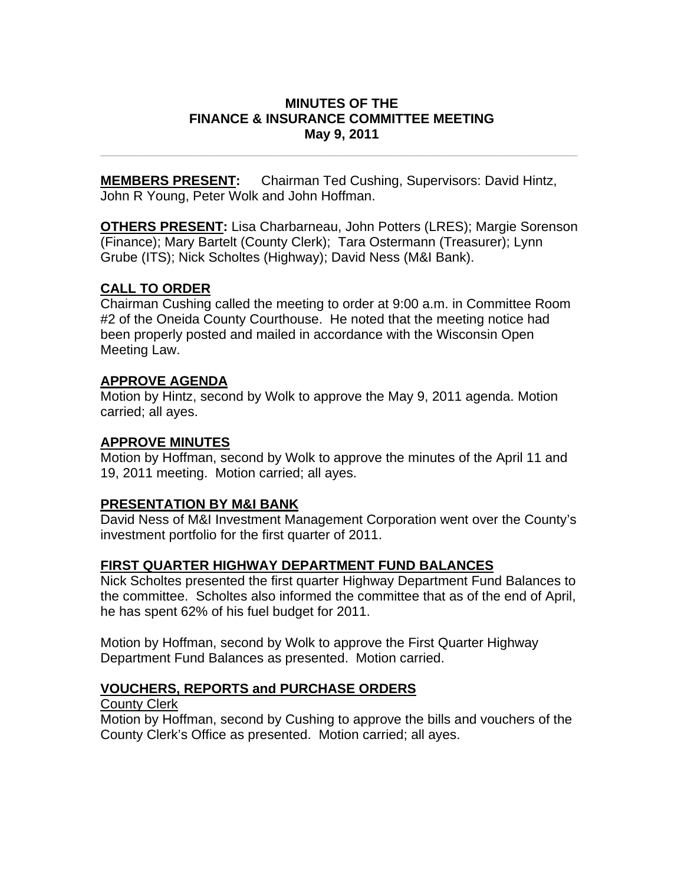# MINUTES OF THE FINANCE & INSURANCE COMMITTEE MEETING
## May 9, 2011

**MEMBERS PRESENT:** Chairman Ted Cushing, Supervisors: David Hintz, John R Young, Peter Wolk and John Hoffman.

**OTHERS PRESENT:** Lisa Charbarneau, John Potters (LRES); Margie Sorenson (Finance); Mary Bartelt (County Clerk); Tara Ostermann (Treasurer); Lynn Grube (ITS); Nick Scholtes (Highway); David Ness (M&I Bank).

### CALL TO ORDER

Chairman Cushing called the meeting to order at 9:00 a.m. in Committee Room #2 of the Oneida County Courthouse. He noted that the meeting notice had been properly posted and mailed in accordance with the Wisconsin Open Meeting Law.

### APPROVE AGENDA

Motion by Hintz, second by Wolk to approve the May 9, 2011 agenda. Motion carried; all ayes.

### APPROVE MINUTES

Motion by Hoffman, second by Wolk to approve the minutes of the April 11 and 19, 2011 meeting. Motion carried; all ayes.

### PRESENTATION BY M&I BANK

David Ness of M&I Investment Management Corporation went over the County's investment portfolio for the first quarter of 2011.

### FIRST QUARTER HIGHWAY DEPARTMENT FUND BALANCES

Nick Scholtes presented the first quarter Highway Department Fund Balances to the committee. Scholtes also informed the committee that as of the end of April, he has spent 62% of his fuel budget for 2011.

Motion by Hoffman, second by Wolk to approve the First Quarter Highway Department Fund Balances as presented. Motion carried.

### VOUCHERS, REPORTS and PURCHASE ORDERS

County Clerk

Motion by Hoffman, second by Cushing to approve the bills and vouchers of the County Clerk's Office as presented. Motion carried; all ayes.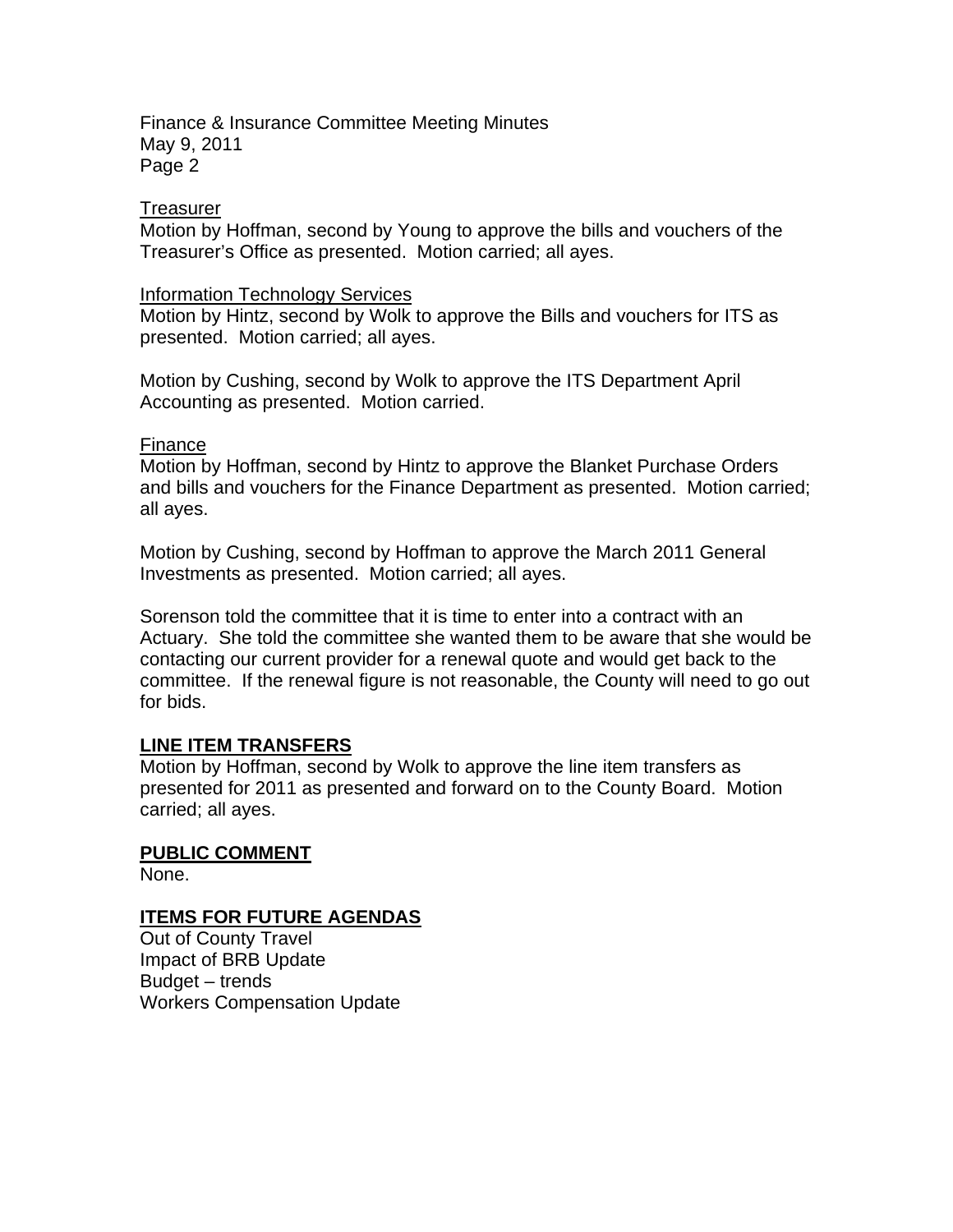Treasurer

Motion by Hoffman, second by Young to approve the bills and vouchers of the Treasurer's Office as presented. Motion carried; all ayes.

Information Technology Services

Motion by Hintz, second by Wolk to approve the Bills and vouchers for ITS as presented. Motion carried; all ayes.

Motion by Cushing, second by Wolk to approve the ITS Department April Accounting as presented. Motion carried.

Finance

Motion by Hoffman, second by Hintz to approve the Blanket Purchase Orders and bills and vouchers for the Finance Department as presented. Motion carried; all ayes.

Motion by Cushing, second by Hoffman to approve the March 2011 General Investments as presented. Motion carried; all ayes.

Sorenson told the committee that it is time to enter into a contract with an Actuary. She told the committee she wanted them to be aware that she would be contacting our current provider for a renewal quote and would get back to the committee. If the renewal figure is not reasonable, the County will need to go out for bids.

**LINE ITEM TRANSFERS**

Motion by Hoffman, second by Wolk to approve the line item transfers as presented for 2011 as presented and forward on to the County Board. Motion carried; all ayes.

**PUBLIC COMMENT**

None.

**ITEMS FOR FUTURE AGENDAS**

Out of County Travel
Impact of BRB Update
Budget – trends
Workers Compensation Update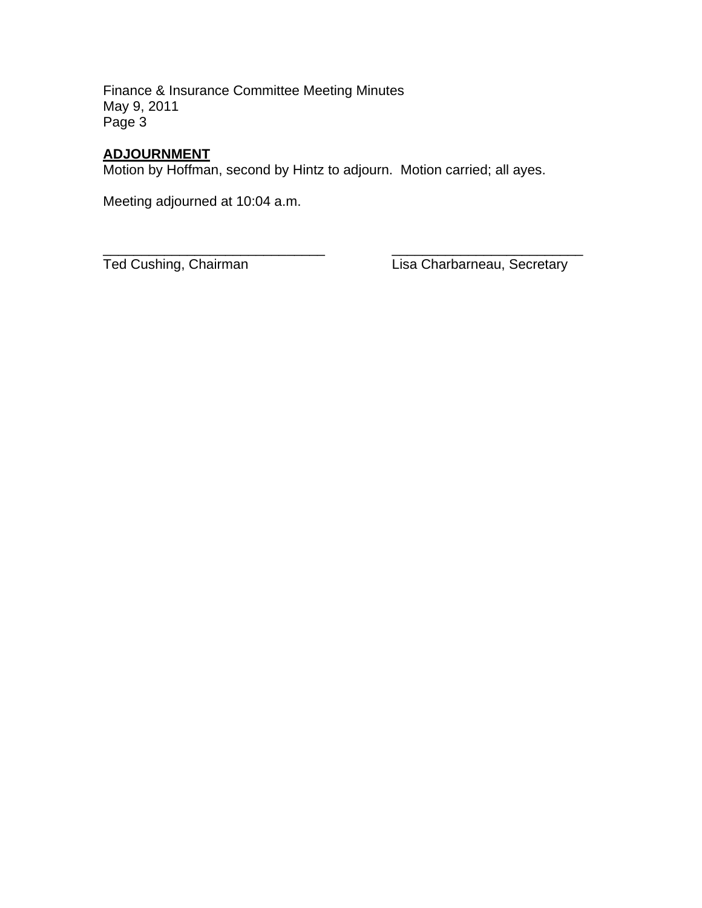**ADJOURNMENT**
Motion by Hoffman, second by Hintz to adjourn. Motion carried; all ayes.

Meeting adjourned at 10:04 a.m.

| | |
|---|---|
| ______________________________ | __________________________ |
| Ted Cushing, Chairman | Lisa Charbarneau, Secretary |